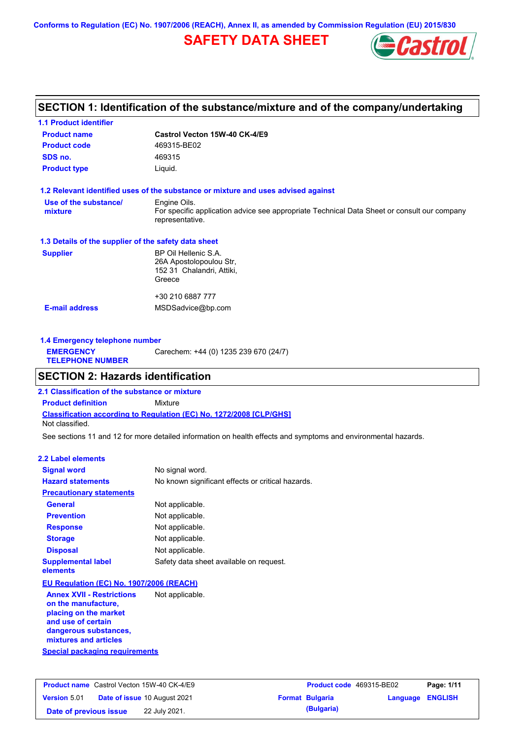Conforms to Regulation (EC) No. 1907/2006 (REACH), Annex II, as amended by Commission Regulation (EU) 2015/830

# SAFETY DATA SHEET

## SECTION 1: Identification of the substance/mixture and of the company/undertaking

### 1.1 Product identifier

| | |
|---|---|
| **Product name** | **Castrol Vecton 15W-40 CK-4/E9** |
| **Product code** | 469315-BE02 |
| **SDS no.** | 469315 |
| **Product type** | Liquid. |

### 1.2 Relevant identified uses of the substance or mixture and uses advised against

| | |
|---|---|
| **Use of the substance/ mixture** | Engine Oils. For specific application advice see appropriate Technical Data Sheet or consult our company representative. |

### 1.3 Details of the supplier of the safety data sheet

| | |
|---|---|
| **Supplier** | BP Oil Hellenic S.A.<br>26A Apostolopoulou Str,<br>152 31 Chalandri, Attiki,<br>Greece<br><br>+30 210 6887 777 |
| **E-mail address** | MSDSadvice@bp.com |

### 1.4 Emergency telephone number

| | |
|---|---|
| **EMERGENCY TELEPHONE NUMBER** | Carechem: +44 (0) 1235 239 670 (24/7) |

## SECTION 2: Hazards identification

### 2.1 Classification of the substance or mixture

**Product definition** Mixture

**Classification according to Regulation (EC) No. 1272/2008 [CLP/GHS]**

Not classified.

See sections 11 and 12 for more detailed information on health effects and symptoms and environmental hazards.

### 2.2 Label elements

| | |
|---|---|
| **Signal word** | No signal word. |
| **Hazard statements** | No known significant effects or critical hazards. |
| **Precautionary statements** | |
| **General** | Not applicable. |
| **Prevention** | Not applicable. |
| **Response** | Not applicable. |
| **Storage** | Not applicable. |
| **Disposal** | Not applicable. |
| **Supplemental label elements** | Safety data sheet available on request. |

**EU Regulation (EC) No. 1907/2006 (REACH)**

| | |
|---|---|
| **Annex XVII - Restrictions on the manufacture, placing on the market and use of certain dangerous substances, mixtures and articles** | Not applicable. |

**Special packaging requirements**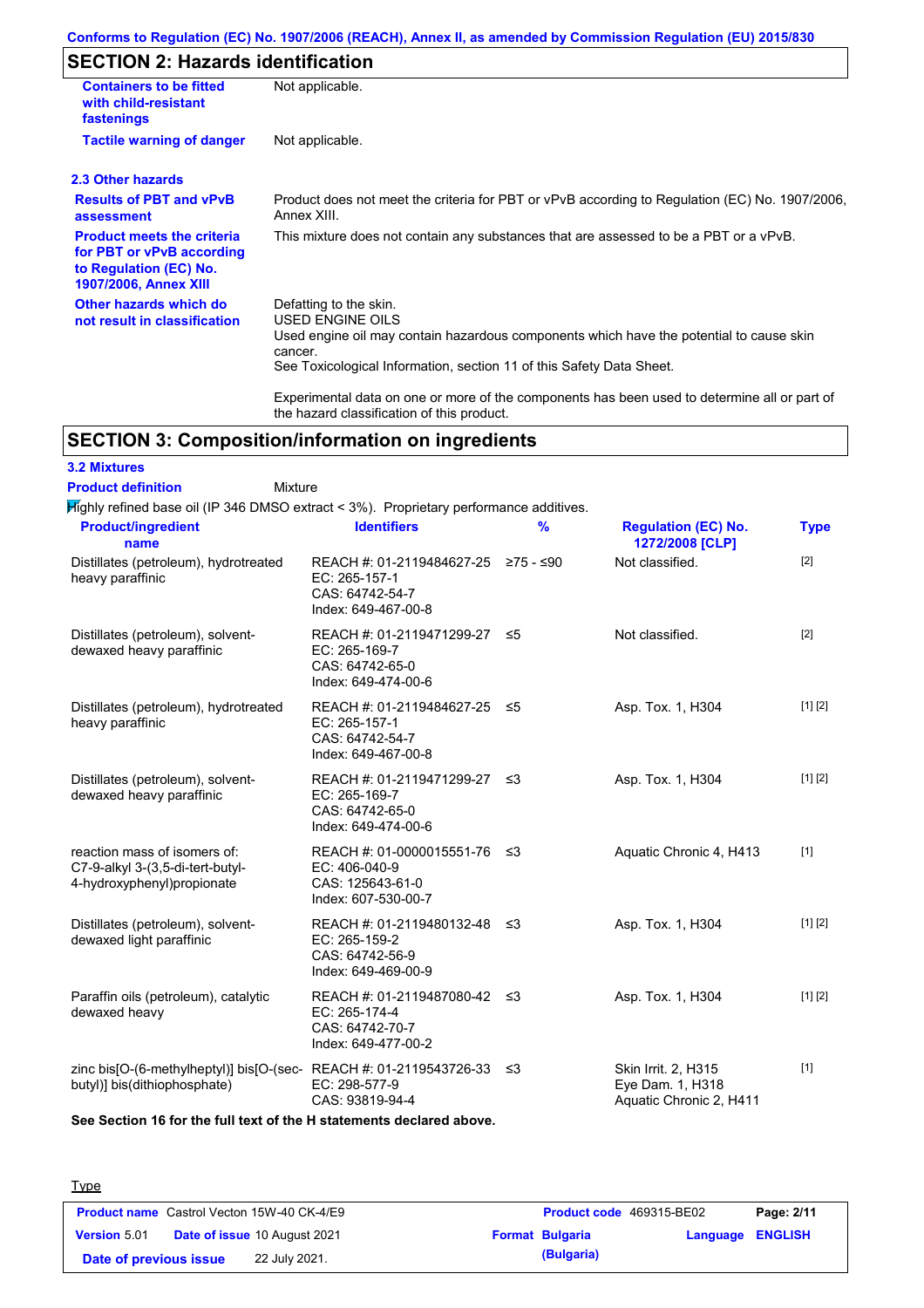## SECTION 2: Hazards identification

| | |
|---|---|
| **Containers to be fitted with child-resistant fastenings** | Not applicable. |
| **Tactile warning of danger** | Not applicable. |

### 2.3 Other hazards

| | |
|---|---|
| **Results of PBT and vPvB assessment** | Product does not meet the criteria for PBT or vPvB according to Regulation (EC) No. 1907/2006, Annex XIII. |
| **Product meets the criteria for PBT or vPvB according to Regulation (EC) No. 1907/2006, Annex XIII** | This mixture does not contain any substances that are assessed to be a PBT or a vPvB. |
| **Other hazards which do not result in classification** | Defatting to the skin.<br>USED ENGINE OILS<br>Used engine oil may contain hazardous components which have the potential to cause skin cancer.<br>See Toxicological Information, section 11 of this Safety Data Sheet.<br><br>Experimental data on one or more of the components has been used to determine all or part of the hazard classification of this product. |

## SECTION 3: Composition/information on ingredients

### 3.2 Mixtures

**Product definition** Mixture

Highly refined base oil (IP 346 DMSO extract < 3%). Proprietary performance additives.

| Product/ingredient name | Identifiers | % | Regulation (EC) No. 1272/2008 [CLP] | Type |
|---|---|---|---|---|
| Distillates (petroleum), hydrotreated heavy paraffinic | REACH #: 01-2119484627-25<br>EC: 265-157-1<br>CAS: 64742-54-7<br>Index: 649-467-00-8 | ≥75 - ≤90 | Not classified. | [2] |
| Distillates (petroleum), solvent-dewaxed heavy paraffinic | REACH #: 01-2119471299-27<br>EC: 265-169-7<br>CAS: 64742-65-0<br>Index: 649-474-00-6 | ≤5 | Not classified. | [2] |
| Distillates (petroleum), hydrotreated heavy paraffinic | REACH #: 01-2119484627-25<br>EC: 265-157-1<br>CAS: 64742-54-7<br>Index: 649-467-00-8 | ≤5 | Asp. Tox. 1, H304 | [1] [2] |
| Distillates (petroleum), solvent-dewaxed heavy paraffinic | REACH #: 01-2119471299-27<br>EC: 265-169-7<br>CAS: 64742-65-0<br>Index: 649-474-00-6 | ≤3 | Asp. Tox. 1, H304 | [1] [2] |
| reaction mass of isomers of: C7-9-alkyl 3-(3,5-di-tert-butyl-4-hydroxyphenyl)propionate | REACH #: 01-0000015551-76<br>EC: 406-040-9<br>CAS: 125643-61-0<br>Index: 607-530-00-7 | ≤3 | Aquatic Chronic 4, H413 | [1] |
| Distillates (petroleum), solvent-dewaxed light paraffinic | REACH #: 01-2119480132-48<br>EC: 265-159-2<br>CAS: 64742-56-9<br>Index: 649-469-00-9 | ≤3 | Asp. Tox. 1, H304 | [1] [2] |
| Paraffin oils (petroleum), catalytic dewaxed heavy | REACH #: 01-2119487080-42<br>EC: 265-174-4<br>CAS: 64742-70-7<br>Index: 649-477-00-2 | ≤3 | Asp. Tox. 1, H304 | [1] [2] |
| zinc bis[O-(6-methylheptyl)] bis[O-(sec-butyl)] bis(dithiophosphate) | REACH #: 01-2119543726-33<br>EC: 298-577-9<br>CAS: 93819-94-4 | ≤3 | Skin Irrit. 2, H315<br>Eye Dam. 1, H318<br>Aquatic Chronic 2, H411 | [1] |

**See Section 16 for the full text of the H statements declared above.**

Type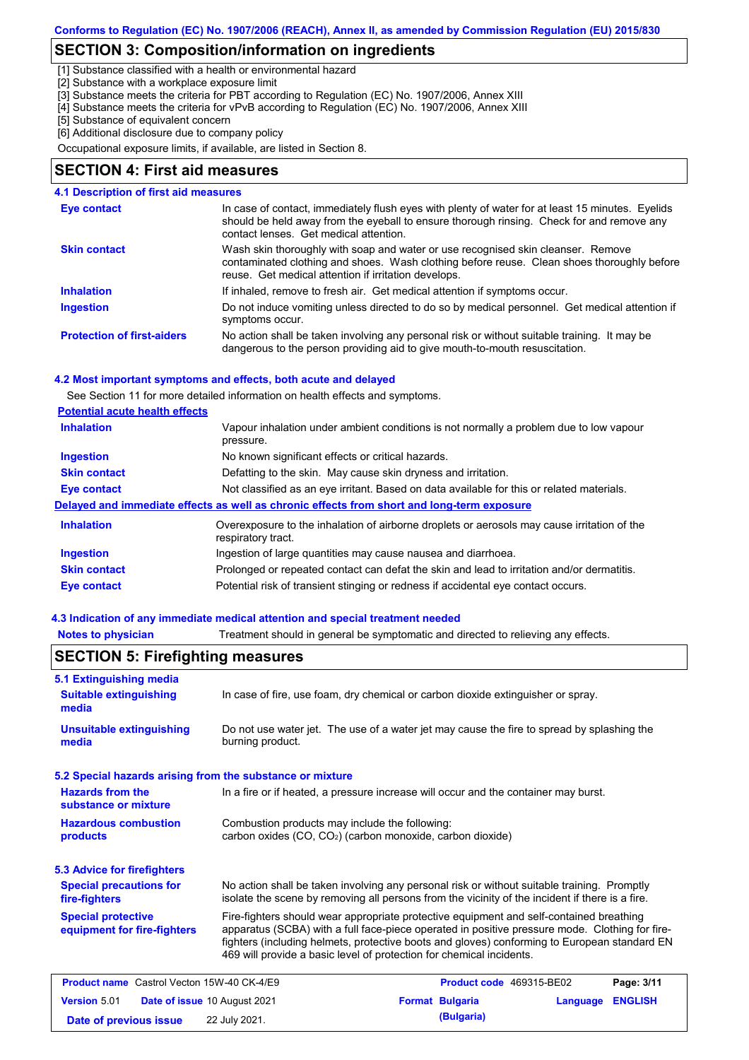## SECTION 3: Composition/information on ingredients

[1] Substance classified with a health or environmental hazard
[2] Substance with a workplace exposure limit
[3] Substance meets the criteria for PBT according to Regulation (EC) No. 1907/2006, Annex XIII
[4] Substance meets the criteria for vPvB according to Regulation (EC) No. 1907/2006, Annex XIII
[5] Substance of equivalent concern
[6] Additional disclosure due to company policy

Occupational exposure limits, if available, are listed in Section 8.

## SECTION 4: First aid measures

### 4.1 Description of first aid measures

| | |
|---|---|
| **Eye contact** | In case of contact, immediately flush eyes with plenty of water for at least 15 minutes. Eyelids should be held away from the eyeball to ensure thorough rinsing. Check for and remove any contact lenses. Get medical attention. |
| **Skin contact** | Wash skin thoroughly with soap and water or use recognised skin cleanser. Remove contaminated clothing and shoes. Wash clothing before reuse. Clean shoes thoroughly before reuse. Get medical attention if irritation develops. |
| **Inhalation** | If inhaled, remove to fresh air. Get medical attention if symptoms occur. |
| **Ingestion** | Do not induce vomiting unless directed to do so by medical personnel. Get medical attention if symptoms occur. |
| **Protection of first-aiders** | No action shall be taken involving any personal risk or without suitable training. It may be dangerous to the person providing aid to give mouth-to-mouth resuscitation. |

### 4.2 Most important symptoms and effects, both acute and delayed

See Section 11 for more detailed information on health effects and symptoms.

**Potential acute health effects**

| | |
|---|---|
| **Inhalation** | Vapour inhalation under ambient conditions is not normally a problem due to low vapour pressure. |
| **Ingestion** | No known significant effects or critical hazards. |
| **Skin contact** | Defatting to the skin. May cause skin dryness and irritation. |
| **Eye contact** | Not classified as an eye irritant. Based on data available for this or related materials. |

**Delayed and immediate effects as well as chronic effects from short and long-term exposure**

| | |
|---|---|
| **Inhalation** | Overexposure to the inhalation of airborne droplets or aerosols may cause irritation of the respiratory tract. |
| **Ingestion** | Ingestion of large quantities may cause nausea and diarrhoea. |
| **Skin contact** | Prolonged or repeated contact can defat the skin and lead to irritation and/or dermatitis. |
| **Eye contact** | Potential risk of transient stinging or redness if accidental eye contact occurs. |

### 4.3 Indication of any immediate medical attention and special treatment needed

| | |
|---|---|
| **Notes to physician** | Treatment should in general be symptomatic and directed to relieving any effects. |

## SECTION 5: Firefighting measures

### 5.1 Extinguishing media

| | |
|---|---|
| **Suitable extinguishing media** | In case of fire, use foam, dry chemical or carbon dioxide extinguisher or spray. |
| **Unsuitable extinguishing media** | Do not use water jet. The use of a water jet may cause the fire to spread by splashing the burning product. |

### 5.2 Special hazards arising from the substance or mixture

| | |
|---|---|
| **Hazards from the substance or mixture** | In a fire or if heated, a pressure increase will occur and the container may burst. |
| **Hazardous combustion products** | Combustion products may include the following: carbon oxides (CO, $CO_2$) (carbon monoxide, carbon dioxide) |

### 5.3 Advice for firefighters

| | |
|---|---|
| **Special precautions for fire-fighters** | No action shall be taken involving any personal risk or without suitable training. Promptly isolate the scene by removing all persons from the vicinity of the incident if there is a fire. |
| **Special protective equipment for fire-fighters** | Fire-fighters should wear appropriate protective equipment and self-contained breathing apparatus (SCBA) with a full face-piece operated in positive pressure mode. Clothing for fire-fighters (including helmets, protective boots and gloves) conforming to European standard EN 469 will provide a basic level of protection for chemical incidents. |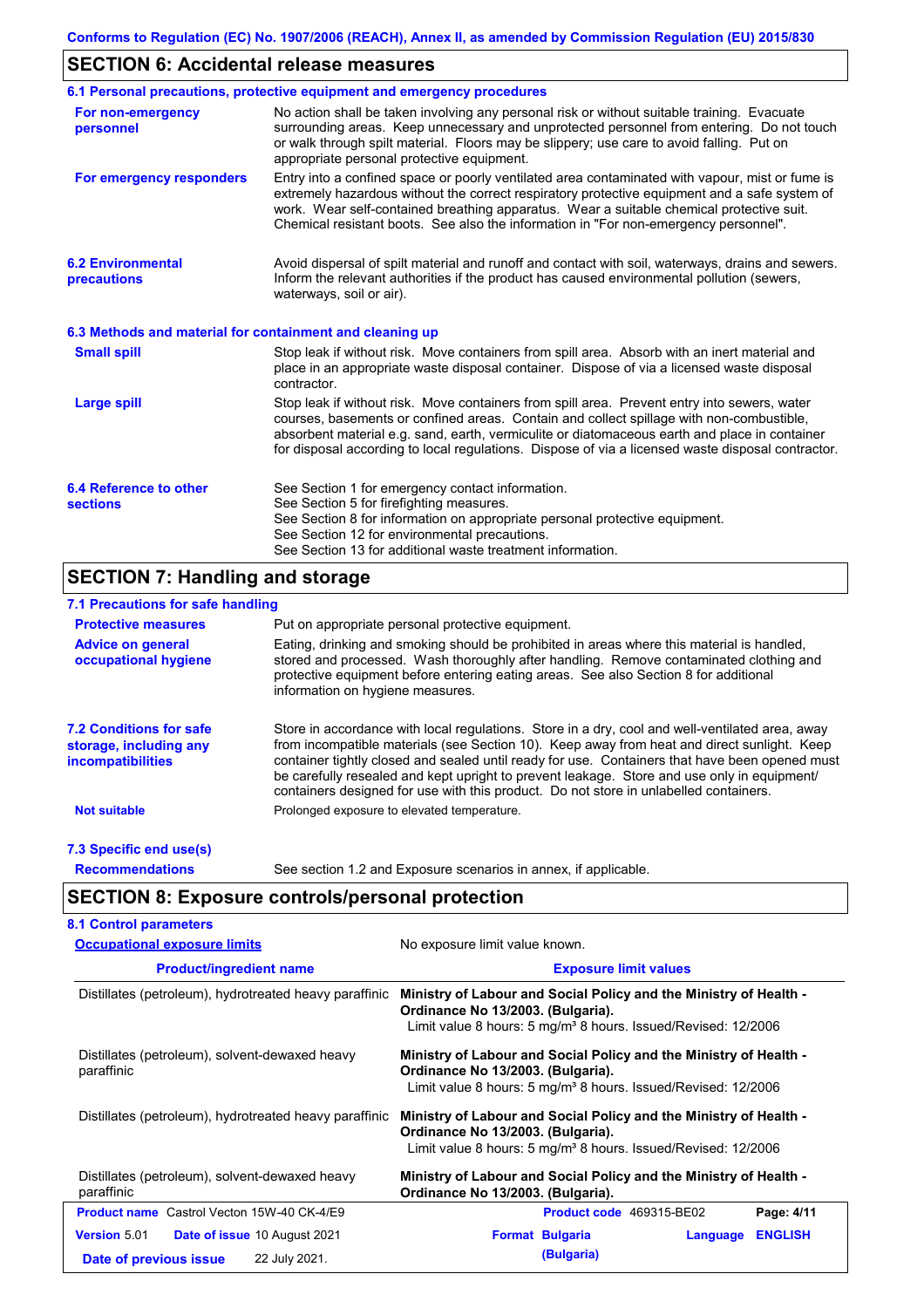## SECTION 6: Accidental release measures

### 6.1 Personal precautions, protective equipment and emergency procedures

**For non-emergency personnel**

No action shall be taken involving any personal risk or without suitable training. Evacuate surrounding areas. Keep unnecessary and unprotected personnel from entering. Do not touch or walk through spilt material. Floors may be slippery; use care to avoid falling. Put on appropriate personal protective equipment.

**For emergency responders**

Entry into a confined space or poorly ventilated area contaminated with vapour, mist or fume is extremely hazardous without the correct respiratory protective equipment and a safe system of work. Wear self-contained breathing apparatus. Wear a suitable chemical protective suit. Chemical resistant boots. See also the information in "For non-emergency personnel".

### 6.2 Environmental precautions

Avoid dispersal of spilt material and runoff and contact with soil, waterways, drains and sewers. Inform the relevant authorities if the product has caused environmental pollution (sewers, waterways, soil or air).

### 6.3 Methods and material for containment and cleaning up

**Small spill**

Stop leak if without risk. Move containers from spill area. Absorb with an inert material and place in an appropriate waste disposal container. Dispose of via a licensed waste disposal contractor.

**Large spill**

Stop leak if without risk. Move containers from spill area. Prevent entry into sewers, water courses, basements or confined areas. Contain and collect spillage with non-combustible, absorbent material e.g. sand, earth, vermiculite or diatomaceous earth and place in container for disposal according to local regulations. Dispose of via a licensed waste disposal contractor.

### 6.4 Reference to other sections

See Section 1 for emergency contact information.
See Section 5 for firefighting measures.
See Section 8 for information on appropriate personal protective equipment.
See Section 12 for environmental precautions.
See Section 13 for additional waste treatment information.

## SECTION 7: Handling and storage

### 7.1 Precautions for safe handling

**Protective measures**

Put on appropriate personal protective equipment.

**Advice on general occupational hygiene**

Eating, drinking and smoking should be prohibited in areas where this material is handled, stored and processed. Wash thoroughly after handling. Remove contaminated clothing and protective equipment before entering eating areas. See also Section 8 for additional information on hygiene measures.

### 7.2 Conditions for safe storage, including any incompatibilities

Store in accordance with local regulations. Store in a dry, cool and well-ventilated area, away from incompatible materials (see Section 10). Keep away from heat and direct sunlight. Keep container tightly closed and sealed until ready for use. Containers that have been opened must be carefully resealed and kept upright to prevent leakage. Store and use only in equipment/ containers designed for use with this product. Do not store in unlabelled containers.

**Not suitable**

Prolonged exposure to elevated temperature.

### 7.3 Specific end use(s)

**Recommendations**

See section 1.2 and Exposure scenarios in annex, if applicable.

## SECTION 8: Exposure controls/personal protection

### 8.1 Control parameters

**Occupational exposure limits**

No exposure limit value known.

| Product/ingredient name | Exposure limit values |
|---|---|
| Distillates (petroleum), hydrotreated heavy paraffinic | **Ministry of Labour and Social Policy and the Ministry of Health - Ordinance No 13/2003. (Bulgaria).** Limit value 8 hours: 5 mg/m³ 8 hours. Issued/Revised: 12/2006 |
| Distillates (petroleum), solvent-dewaxed heavy paraffinic | **Ministry of Labour and Social Policy and the Ministry of Health - Ordinance No 13/2003. (Bulgaria).** Limit value 8 hours: 5 mg/m³ 8 hours. Issued/Revised: 12/2006 |
| Distillates (petroleum), hydrotreated heavy paraffinic | **Ministry of Labour and Social Policy and the Ministry of Health - Ordinance No 13/2003. (Bulgaria).** Limit value 8 hours: 5 mg/m³ 8 hours. Issued/Revised: 12/2006 |
| Distillates (petroleum), solvent-dewaxed heavy paraffinic | **Ministry of Labour and Social Policy and the Ministry of Health - Ordinance No 13/2003. (Bulgaria).** |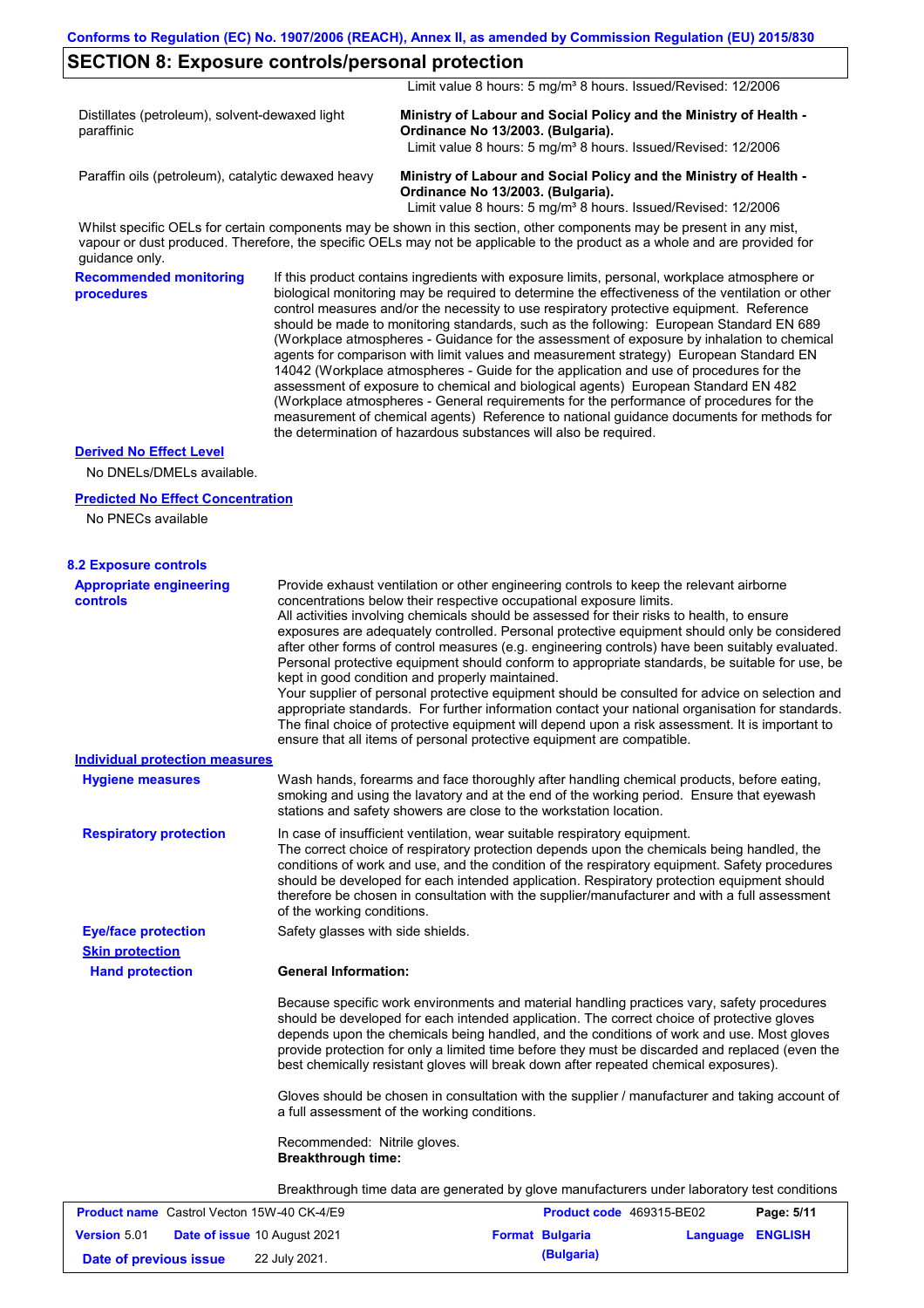## SECTION 8: Exposure controls/personal protection

| | |
|---|---|
| | Limit value 8 hours: 5 mg/m³ 8 hours. Issued/Revised: 12/2006 |
| Distillates (petroleum), solvent-dewaxed light paraffinic | **Ministry of Labour and Social Policy and the Ministry of Health - Ordinance No 13/2003. (Bulgaria).** Limit value 8 hours: 5 mg/m³ 8 hours. Issued/Revised: 12/2006 |
| Paraffin oils (petroleum), catalytic dewaxed heavy | **Ministry of Labour and Social Policy and the Ministry of Health - Ordinance No 13/2003. (Bulgaria).** Limit value 8 hours: 5 mg/m³ 8 hours. Issued/Revised: 12/2006 |

Whilst specific OELs for certain components may be shown in this section, other components may be present in any mist, vapour or dust produced. Therefore, the specific OELs may not be applicable to the product as a whole and are provided for guidance only.

**Recommended monitoring procedures**

If this product contains ingredients with exposure limits, personal, workplace atmosphere or biological monitoring may be required to determine the effectiveness of the ventilation or other control measures and/or the necessity to use respiratory protective equipment. Reference should be made to monitoring standards, such as the following: European Standard EN 689 (Workplace atmospheres - Guidance for the assessment of exposure by inhalation to chemical agents for comparison with limit values and measurement strategy) European Standard EN 14042 (Workplace atmospheres - Guide for the application and use of procedures for the assessment of exposure to chemical and biological agents) European Standard EN 482 (Workplace atmospheres - General requirements for the performance of procedures for the measurement of chemical agents) Reference to national guidance documents for methods for the determination of hazardous substances will also be required.

**Derived No Effect Level**

No DNELs/DMELs available.

**Predicted No Effect Concentration**

No PNECs available

### 8.2 Exposure controls

**Appropriate engineering controls**

Provide exhaust ventilation or other engineering controls to keep the relevant airborne concentrations below their respective occupational exposure limits.
All activities involving chemicals should be assessed for their risks to health, to ensure exposures are adequately controlled. Personal protective equipment should only be considered after other forms of control measures (e.g. engineering controls) have been suitably evaluated. Personal protective equipment should conform to appropriate standards, be suitable for use, be kept in good condition and properly maintained.
Your supplier of personal protective equipment should be consulted for advice on selection and appropriate standards. For further information contact your national organisation for standards. The final choice of protective equipment will depend upon a risk assessment. It is important to ensure that all items of personal protective equipment are compatible.

**Individual protection measures**

**Hygiene measures**

Wash hands, forearms and face thoroughly after handling chemical products, before eating, smoking and using the lavatory and at the end of the working period. Ensure that eyewash stations and safety showers are close to the workstation location.

**Respiratory protection**

In case of insufficient ventilation, wear suitable respiratory equipment.
The correct choice of respiratory protection depends upon the chemicals being handled, the conditions of work and use, and the condition of the respiratory equipment. Safety procedures should be developed for each intended application. Respiratory protection equipment should therefore be chosen in consultation with the supplier/manufacturer and with a full assessment of the working conditions.

**Eye/face protection**

Safety glasses with side shields.

**Skin protection**

**Hand protection**

**General Information:**

Because specific work environments and material handling practices vary, safety procedures should be developed for each intended application. The correct choice of protective gloves depends upon the chemicals being handled, and the conditions of work and use. Most gloves provide protection for only a limited time before they must be discarded and replaced (even the best chemically resistant gloves will break down after repeated chemical exposures).

Gloves should be chosen in consultation with the supplier / manufacturer and taking account of a full assessment of the working conditions.

Recommended: Nitrile gloves.
**Breakthrough time:**

Breakthrough time data are generated by glove manufacturers under laboratory test conditions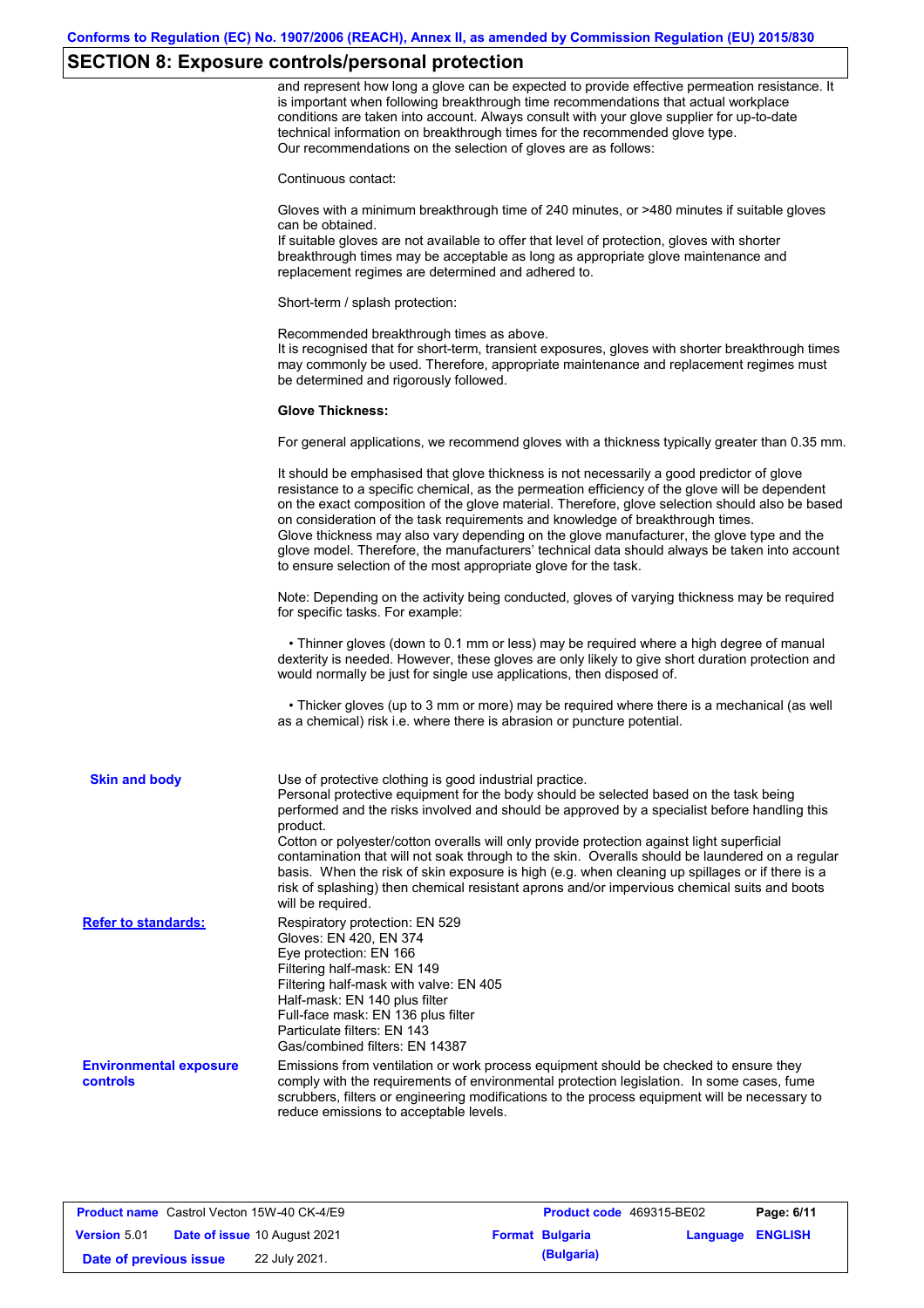## SECTION 8: Exposure controls/personal protection

and represent how long a glove can be expected to provide effective permeation resistance. It is important when following breakthrough time recommendations that actual workplace conditions are taken into account. Always consult with your glove supplier for up-to-date technical information on breakthrough times for the recommended glove type.
Our recommendations on the selection of gloves are as follows:

Continuous contact:

Gloves with a minimum breakthrough time of 240 minutes, or >480 minutes if suitable gloves can be obtained.
If suitable gloves are not available to offer that level of protection, gloves with shorter breakthrough times may be acceptable as long as appropriate glove maintenance and replacement regimes are determined and adhered to.

Short-term / splash protection:

Recommended breakthrough times as above.
It is recognised that for short-term, transient exposures, gloves with shorter breakthrough times may commonly be used. Therefore, appropriate maintenance and replacement regimes must be determined and rigorously followed.

**Glove Thickness:**

For general applications, we recommend gloves with a thickness typically greater than 0.35 mm.

It should be emphasised that glove thickness is not necessarily a good predictor of glove resistance to a specific chemical, as the permeation efficiency of the glove will be dependent on the exact composition of the glove material. Therefore, glove selection should also be based on consideration of the task requirements and knowledge of breakthrough times.
Glove thickness may also vary depending on the glove manufacturer, the glove type and the glove model. Therefore, the manufacturers' technical data should always be taken into account to ensure selection of the most appropriate glove for the task.

Note: Depending on the activity being conducted, gloves of varying thickness may be required for specific tasks. For example:

- Thinner gloves (down to 0.1 mm or less) may be required where a high degree of manual dexterity is needed. However, these gloves are only likely to give short duration protection and would normally be just for single use applications, then disposed of.

- Thicker gloves (up to 3 mm or more) may be required where there is a mechanical (as well as a chemical) risk i.e. where there is abrasion or puncture potential.

**Skin and body**

Use of protective clothing is good industrial practice.
Personal protective equipment for the body should be selected based on the task being performed and the risks involved and should be approved by a specialist before handling this product.
Cotton or polyester/cotton overalls will only provide protection against light superficial contamination that will not soak through to the skin. Overalls should be laundered on a regular basis. When the risk of skin exposure is high (e.g. when cleaning up spillages or if there is a risk of splashing) then chemical resistant aprons and/or impervious chemical suits and boots will be required.

**Refer to standards:**

Respiratory protection: EN 529
Gloves: EN 420, EN 374
Eye protection: EN 166
Filtering half-mask: EN 149
Filtering half-mask with valve: EN 405
Half-mask: EN 140 plus filter
Full-face mask: EN 136 plus filter
Particulate filters: EN 143
Gas/combined filters: EN 14387

**Environmental exposure controls**

Emissions from ventilation or work process equipment should be checked to ensure they comply with the requirements of environmental protection legislation. In some cases, fume scrubbers, filters or engineering modifications to the process equipment will be necessary to reduce emissions to acceptable levels.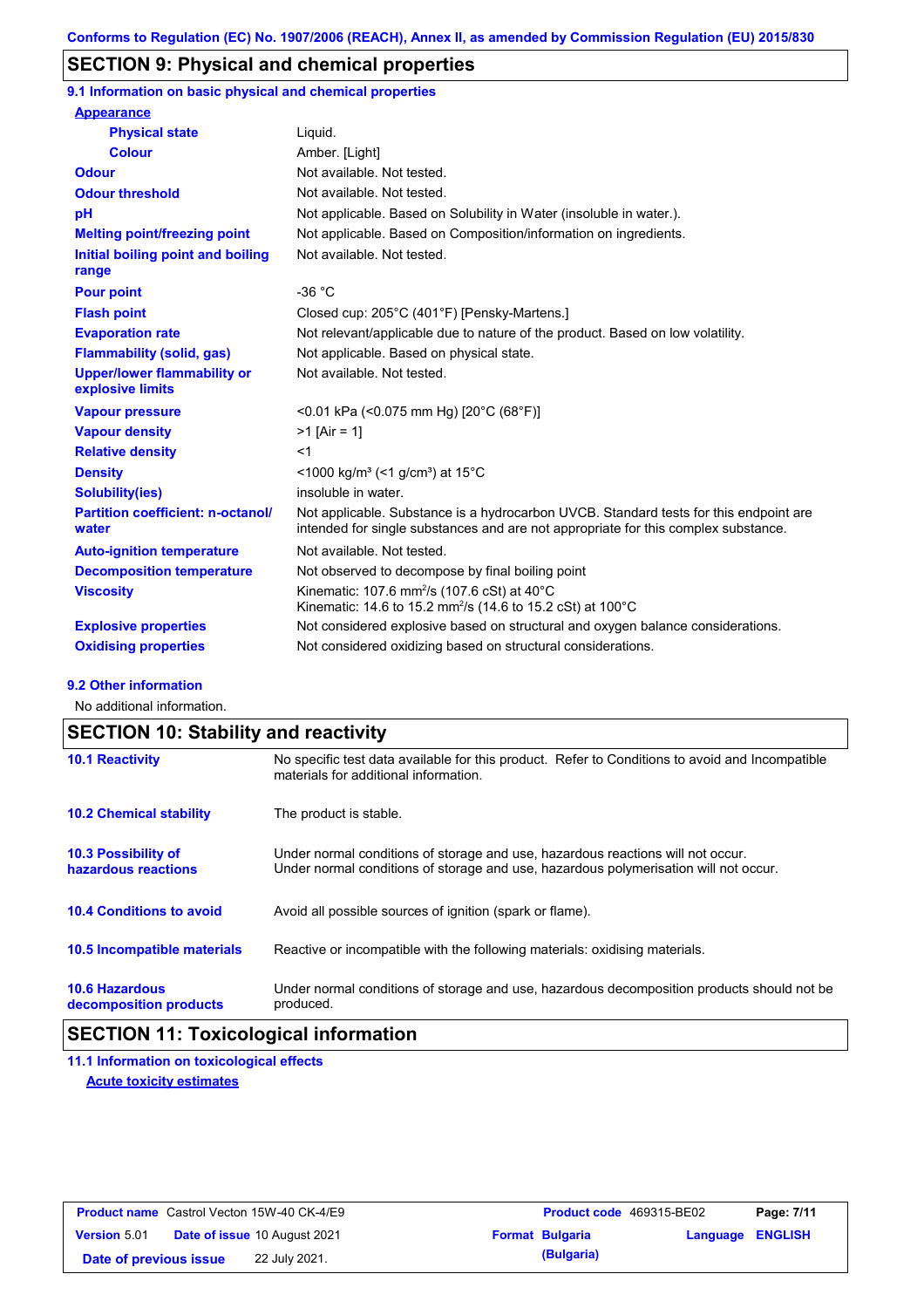## SECTION 9: Physical and chemical properties

### 9.1 Information on basic physical and chemical properties

| Property | Value |
|---|---|
| **Appearance** | |
| Physical state | Liquid. |
| Colour | Amber. [Light] |
| Odour | Not available. Not tested. |
| Odour threshold | Not available. Not tested. |
| pH | Not applicable. Based on Solubility in Water (insoluble in water.). |
| Melting point/freezing point | Not applicable. Based on Composition/information on ingredients. |
| Initial boiling point and boiling range | Not available. Not tested. |
| Pour point | -36 °C |
| Flash point | Closed cup: 205°C (401°F) [Pensky-Martens.] |
| Evaporation rate | Not relevant/applicable due to nature of the product. Based on low volatility. |
| Flammability (solid, gas) | Not applicable. Based on physical state. |
| Upper/lower flammability or explosive limits | Not available. Not tested. |
| Vapour pressure | <0.01 kPa (<0.075 mm Hg) [20°C (68°F)] |
| Vapour density | >1 [Air = 1] |
| Relative density | <1 |
| Density | <1000 kg/m³ (<1 g/cm³) at 15°C |
| Solubility(ies) | insoluble in water. |
| Partition coefficient: n-octanol/water | Not applicable. Substance is a hydrocarbon UVCB. Standard tests for this endpoint are intended for single substances and are not appropriate for this complex substance. |
| Auto-ignition temperature | Not available. Not tested. |
| Decomposition temperature | Not observed to decompose by final boiling point |
| Viscosity | Kinematic: 107.6 $mm^2/s$ (107.6 cSt) at 40°C<br>Kinematic: 14.6 to 15.2 $mm^2/s$ (14.6 to 15.2 cSt) at 100°C |
| Explosive properties | Not considered explosive based on structural and oxygen balance considerations. |
| Oxidising properties | Not considered oxidizing based on structural considerations. |

### 9.2 Other information

No additional information.

## SECTION 10: Stability and reactivity

| | |
|---|---|
| **10.1 Reactivity** | No specific test data available for this product. Refer to Conditions to avoid and Incompatible materials for additional information. |
| **10.2 Chemical stability** | The product is stable. |
| **10.3 Possibility of hazardous reactions** | Under normal conditions of storage and use, hazardous reactions will not occur.<br>Under normal conditions of storage and use, hazardous polymerisation will not occur. |
| **10.4 Conditions to avoid** | Avoid all possible sources of ignition (spark or flame). |
| **10.5 Incompatible materials** | Reactive or incompatible with the following materials: oxidising materials. |
| **10.6 Hazardous decomposition products** | Under normal conditions of storage and use, hazardous decomposition products should not be produced. |

## SECTION 11: Toxicological information

### 11.1 Information on toxicological effects

**Acute toxicity estimates**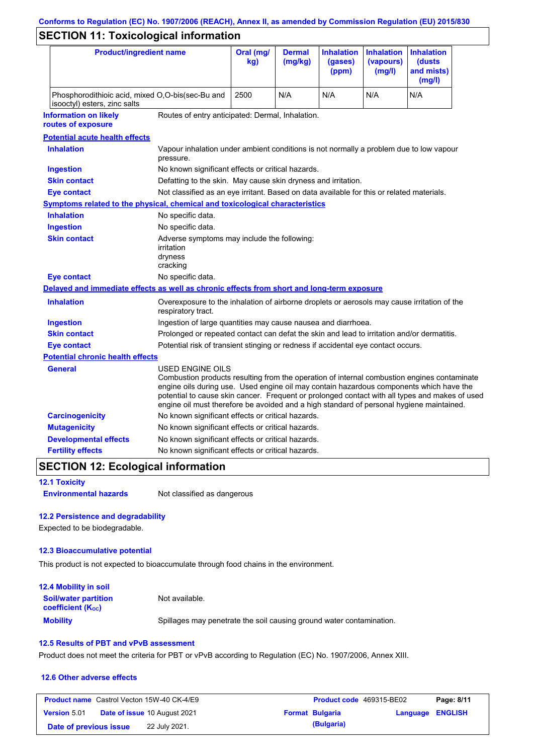## SECTION 11: Toxicological information

| Product/ingredient name | Oral (mg/kg) | Dermal (mg/kg) | Inhalation (gases) (ppm) | Inhalation (vapours) (mg/l) | Inhalation (dusts and mists) (mg/l) |
|---|---|---|---|---|---|
| Phosphorodithioic acid, mixed O,O-bis(sec-Bu and isooctyl) esters, zinc salts | 2500 | N/A | N/A | N/A | N/A |

**Information on likely routes of exposure**: Routes of entry anticipated: Dermal, Inhalation.

**Potential acute health effects**

**Inhalation**: Vapour inhalation under ambient conditions is not normally a problem due to low vapour pressure.

**Ingestion**: No known significant effects or critical hazards.

**Skin contact**: Defatting to the skin. May cause skin dryness and irritation.

**Eye contact**: Not classified as an eye irritant. Based on data available for this or related materials.

**Symptoms related to the physical, chemical and toxicological characteristics**

**Inhalation**: No specific data.

**Ingestion**: No specific data.

**Skin contact**: Adverse symptoms may include the following:
irritation
dryness
cracking

**Eye contact**: No specific data.

**Delayed and immediate effects as well as chronic effects from short and long-term exposure**

**Inhalation**: Overexposure to the inhalation of airborne droplets or aerosols may cause irritation of the respiratory tract.

**Ingestion**: Ingestion of large quantities may cause nausea and diarrhoea.

**Skin contact**: Prolonged or repeated contact can defat the skin and lead to irritation and/or dermatitis.

**Eye contact**: Potential risk of transient stinging or redness if accidental eye contact occurs.

**Potential chronic health effects**

**General**: USED ENGINE OILS
Combustion products resulting from the operation of internal combustion engines contaminate engine oils during use. Used engine oil may contain hazardous components which have the potential to cause skin cancer. Frequent or prolonged contact with all types and makes of used engine oil must therefore be avoided and a high standard of personal hygiene maintained.

**Carcinogenicity**: No known significant effects or critical hazards.

**Mutagenicity**: No known significant effects or critical hazards.

**Developmental effects**: No known significant effects or critical hazards.

**Fertility effects**: No known significant effects or critical hazards.

## SECTION 12: Ecological information

### 12.1 Toxicity

**Environmental hazards**: Not classified as dangerous

### 12.2 Persistence and degradability

Expected to be biodegradable.

### 12.3 Bioaccumulative potential

This product is not expected to bioaccumulate through food chains in the environment.

### 12.4 Mobility in soil

**Soil/water partition coefficient ($K_{OC}$)**: Not available.

**Mobility**: Spillages may penetrate the soil causing ground water contamination.

### 12.5 Results of PBT and vPvB assessment

Product does not meet the criteria for PBT or vPvB according to Regulation (EC) No. 1907/2006, Annex XIII.

### 12.6 Other adverse effects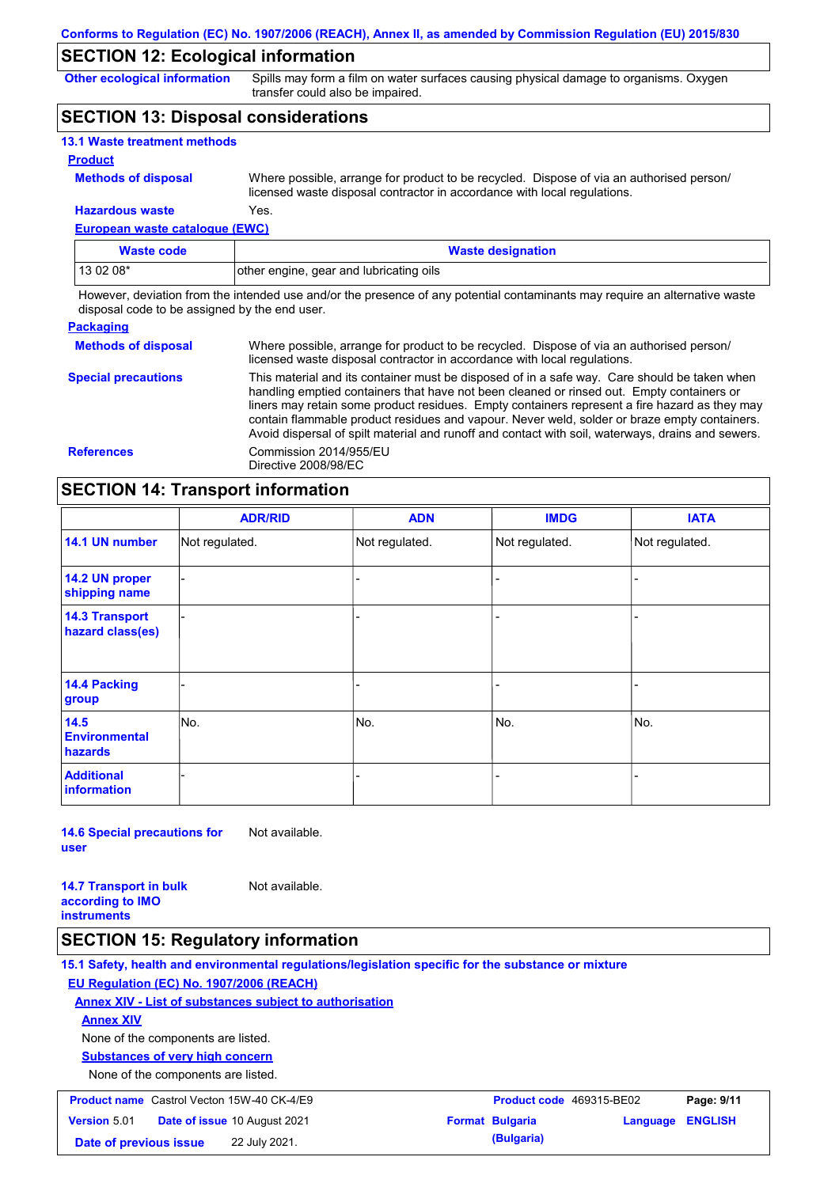## SECTION 12: Ecological information

**Other ecological information** Spills may form a film on water surfaces causing physical damage to organisms. Oxygen transfer could also be impaired.

## SECTION 13: Disposal considerations

### 13.1 Waste treatment methods

**Product**

**Methods of disposal** Where possible, arrange for product to be recycled. Dispose of via an authorised person/ licensed waste disposal contractor in accordance with local regulations.

**Hazardous waste** Yes.

**European waste catalogue (EWC)**

| Waste code | Waste designation |
|---|---|
| 13 02 08* | other engine, gear and lubricating oils |

However, deviation from the intended use and/or the presence of any potential contaminants may require an alternative waste disposal code to be assigned by the end user.

**Packaging**

**Methods of disposal** Where possible, arrange for product to be recycled. Dispose of via an authorised person/ licensed waste disposal contractor in accordance with local regulations.

**Special precautions** This material and its container must be disposed of in a safe way. Care should be taken when handling emptied containers that have not been cleaned or rinsed out. Empty containers or liners may retain some product residues. Empty containers represent a fire hazard as they may contain flammable product residues and vapour. Never weld, solder or braze empty containers. Avoid dispersal of spilt material and runoff and contact with soil, waterways, drains and sewers.

**References** Commission 2014/955/EU
Directive 2008/98/EC

## SECTION 14: Transport information

| | ADR/RID | ADN | IMDG | IATA |
|---|---|---|---|---|
| 14.1 UN number | Not regulated. | Not regulated. | Not regulated. | Not regulated. |
| 14.2 UN proper shipping name | - | - | - | - |
| 14.3 Transport hazard class(es) | - | - | - | - |
| 14.4 Packing group | - | - | - | - |
| 14.5 Environmental hazards | No. | No. | No. | No. |
| Additional information | - | - | - | - |

**14.6 Special precautions for user** Not available.

**14.7 Transport in bulk according to IMO instruments** Not available.

## SECTION 15: Regulatory information

**15.1 Safety, health and environmental regulations/legislation specific for the substance or mixture**

**EU Regulation (EC) No. 1907/2006 (REACH)**

**Annex XIV - List of substances subject to authorisation**

**Annex XIV**

None of the components are listed.

**Substances of very high concern**

None of the components are listed.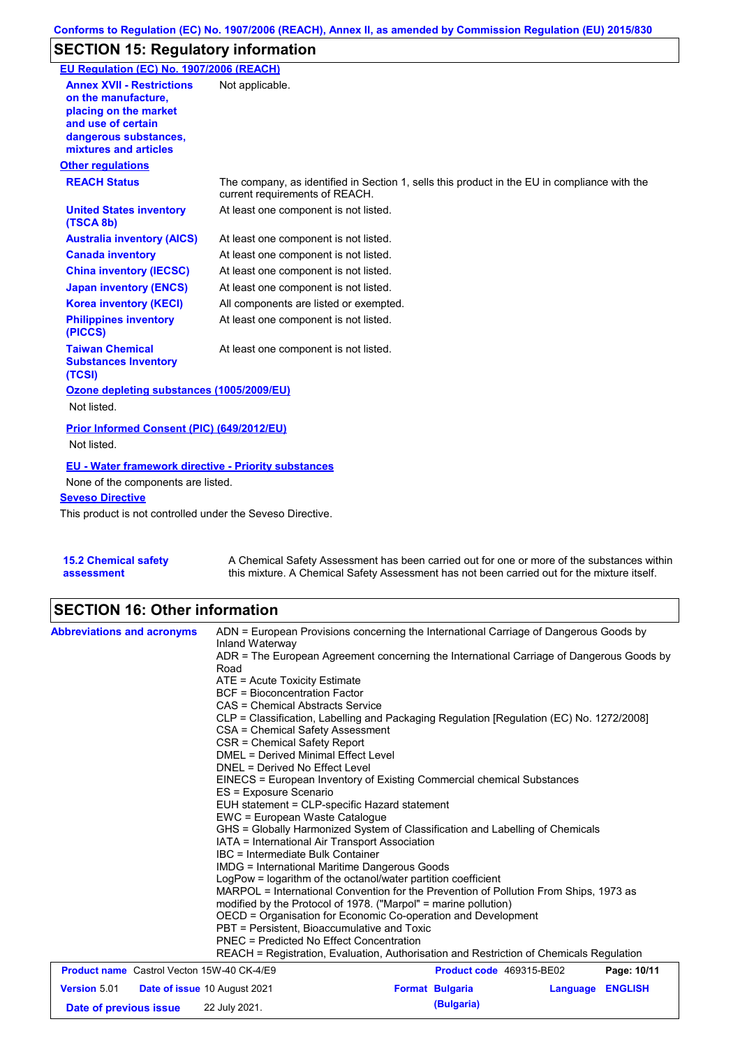## SECTION 15: Regulatory information

**EU Regulation (EC) No. 1907/2006 (REACH)**

| | |
|---|---|
| **Annex XVII - Restrictions on the manufacture, placing on the market and use of certain dangerous substances, mixtures and articles** | Not applicable. |

**Other regulations**

| | |
|---|---|
| **REACH Status** | The company, as identified in Section 1, sells this product in the EU in compliance with the current requirements of REACH. |
| **United States inventory (TSCA 8b)** | At least one component is not listed. |
| **Australia inventory (AICS)** | At least one component is not listed. |
| **Canada inventory** | At least one component is not listed. |
| **China inventory (IECSC)** | At least one component is not listed. |
| **Japan inventory (ENCS)** | At least one component is not listed. |
| **Korea inventory (KECI)** | All components are listed or exempted. |
| **Philippines inventory (PICCS)** | At least one component is not listed. |
| **Taiwan Chemical Substances Inventory (TCSI)** | At least one component is not listed. |

**Ozone depleting substances (1005/2009/EU)**

Not listed.

**Prior Informed Consent (PIC) (649/2012/EU)**

Not listed.

**EU - Water framework directive - Priority substances**

None of the components are listed.

**Seveso Directive**

This product is not controlled under the Seveso Directive.

| | |
|---|---|
| **15.2 Chemical safety assessment** | A Chemical Safety Assessment has been carried out for one or more of the substances within this mixture. A Chemical Safety Assessment has not been carried out for the mixture itself. |

## SECTION 16: Other information

**Abbreviations and acronyms**

ADN = European Provisions concerning the International Carriage of Dangerous Goods by Inland Waterway
ADR = The European Agreement concerning the International Carriage of Dangerous Goods by Road
ATE = Acute Toxicity Estimate
BCF = Bioconcentration Factor
CAS = Chemical Abstracts Service
CLP = Classification, Labelling and Packaging Regulation [Regulation (EC) No. 1272/2008]
CSA = Chemical Safety Assessment
CSR = Chemical Safety Report
DMEL = Derived Minimal Effect Level
DNEL = Derived No Effect Level
EINECS = European Inventory of Existing Commercial chemical Substances
ES = Exposure Scenario
EUH statement = CLP-specific Hazard statement
EWC = European Waste Catalogue
GHS = Globally Harmonized System of Classification and Labelling of Chemicals
IATA = International Air Transport Association
IBC = Intermediate Bulk Container
IMDG = International Maritime Dangerous Goods
LogPow = logarithm of the octanol/water partition coefficient
MARPOL = International Convention for the Prevention of Pollution From Ships, 1973 as modified by the Protocol of 1978. ("Marpol" = marine pollution)
OECD = Organisation for Economic Co-operation and Development
PBT = Persistent, Bioaccumulative and Toxic
PNEC = Predicted No Effect Concentration
REACH = Registration, Evaluation, Authorisation and Restriction of Chemicals Regulation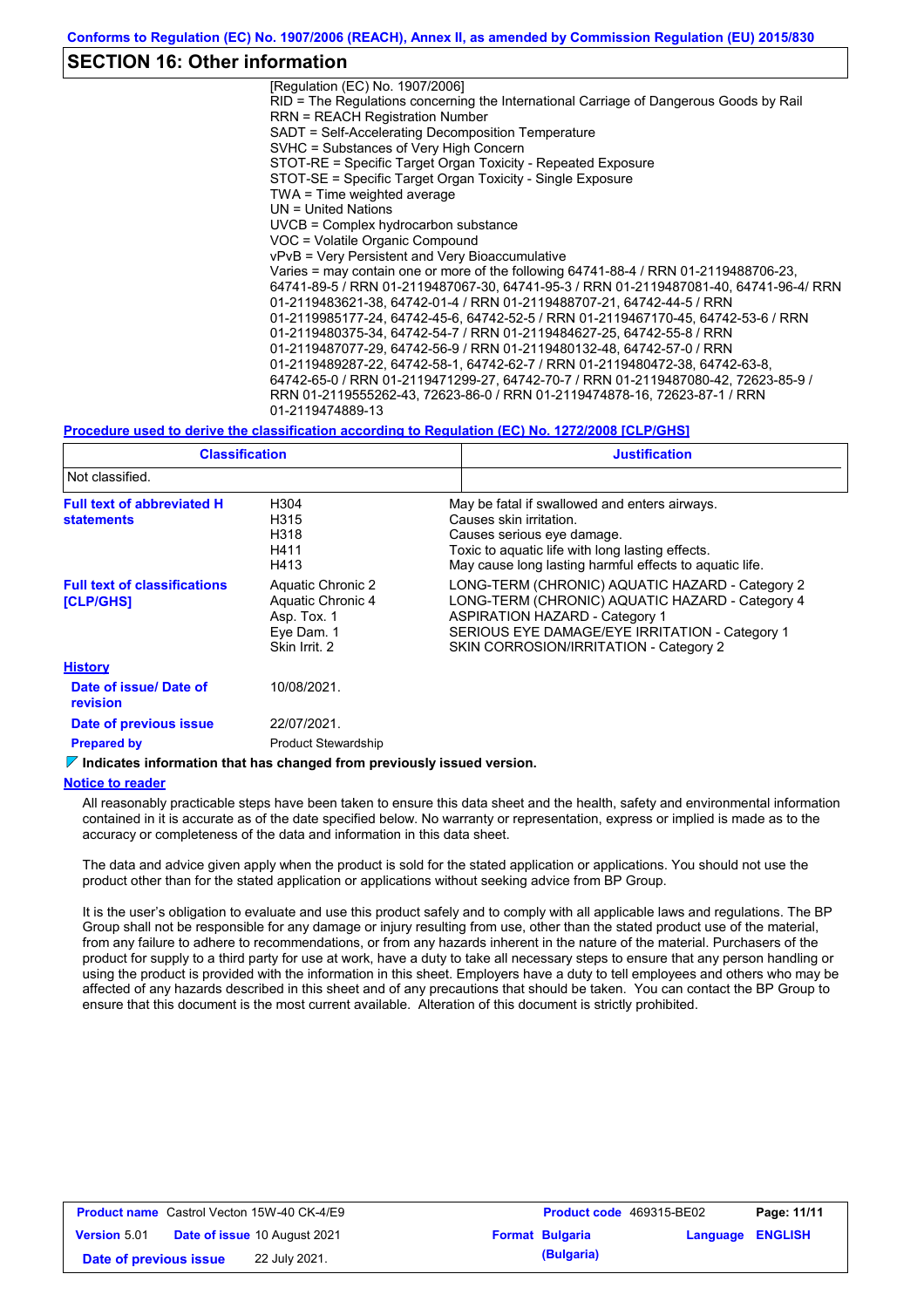## SECTION 16: Other information

[Regulation (EC) No. 1907/2006]
RID = The Regulations concerning the International Carriage of Dangerous Goods by Rail
RRN = REACH Registration Number
SADT = Self-Accelerating Decomposition Temperature
SVHC = Substances of Very High Concern
STOT-RE = Specific Target Organ Toxicity - Repeated Exposure
STOT-SE = Specific Target Organ Toxicity - Single Exposure
TWA = Time weighted average
UN = United Nations
UVCB = Complex hydrocarbon substance
VOC = Volatile Organic Compound
vPvB = Very Persistent and Very Bioaccumulative
Varies = may contain one or more of the following 64741-88-4 / RRN 01-2119488706-23, 64741-89-5 / RRN 01-2119487067-30, 64741-95-3 / RRN 01-2119487081-40, 64741-96-4/ RRN 01-2119483621-38, 64742-01-4 / RRN 01-2119488707-21, 64742-44-5 / RRN 01-2119985177-24, 64742-45-6, 64742-52-5 / RRN 01-2119467170-45, 64742-53-6 / RRN 01-2119480375-34, 64742-54-7 / RRN 01-2119484627-25, 64742-55-8 / RRN 01-2119487077-29, 64742-56-9 / RRN 01-2119480132-48, 64742-57-0 / RRN 01-2119489287-22, 64742-58-1, 64742-62-7 / RRN 01-2119480472-38, 64742-63-8, 64742-65-0 / RRN 01-2119471299-27, 64742-70-7 / RRN 01-2119487080-42, 72623-85-9 / RRN 01-2119555262-43, 72623-86-0 / RRN 01-2119474878-16, 72623-87-1 / RRN 01-2119474889-13

**Procedure used to derive the classification according to Regulation (EC) No. 1272/2008 [CLP/GHS]**

| Classification | Justification |
|---|---|
| Not classified. | |

**Full text of abbreviated H statements**

| | |
|---|---|
| H304 | May be fatal if swallowed and enters airways. |
| H315 | Causes skin irritation. |
| H318 | Causes serious eye damage. |
| H411 | Toxic to aquatic life with long lasting effects. |
| H413 | May cause long lasting harmful effects to aquatic life. |

**Full text of classifications [CLP/GHS]**

| | |
|---|---|
| Aquatic Chronic 2 | LONG-TERM (CHRONIC) AQUATIC HAZARD - Category 2 |
| Aquatic Chronic 4 | LONG-TERM (CHRONIC) AQUATIC HAZARD - Category 4 |
| Asp. Tox. 1 | ASPIRATION HAZARD - Category 1 |
| Eye Dam. 1 | SERIOUS EYE DAMAGE/EYE IRRITATION - Category 1 |
| Skin Irrit. 2 | SKIN CORROSION/IRRITATION - Category 2 |

**History**

**Date of issue/ Date of revision:** 10/08/2021.

**Date of previous issue:** 22/07/2021.

**Prepared by:** Product Stewardship

**Indicates information that has changed from previously issued version.**

**Notice to reader**

All reasonably practicable steps have been taken to ensure this data sheet and the health, safety and environmental information contained in it is accurate as of the date specified below. No warranty or representation, express or implied is made as to the accuracy or completeness of the data and information in this data sheet.

The data and advice given apply when the product is sold for the stated application or applications. You should not use the product other than for the stated application or applications without seeking advice from BP Group.

It is the user's obligation to evaluate and use this product safely and to comply with all applicable laws and regulations. The BP Group shall not be responsible for any damage or injury resulting from use, other than the stated product use of the material, from any failure to adhere to recommendations, or from any hazards inherent in the nature of the material. Purchasers of the product for supply to a third party for use at work, have a duty to take all necessary steps to ensure that any person handling or using the product is provided with the information in this sheet. Employers have a duty to tell employees and others who may be affected of any hazards described in this sheet and of any precautions that should be taken. You can contact the BP Group to ensure that this document is the most current available. Alteration of this document is strictly prohibited.